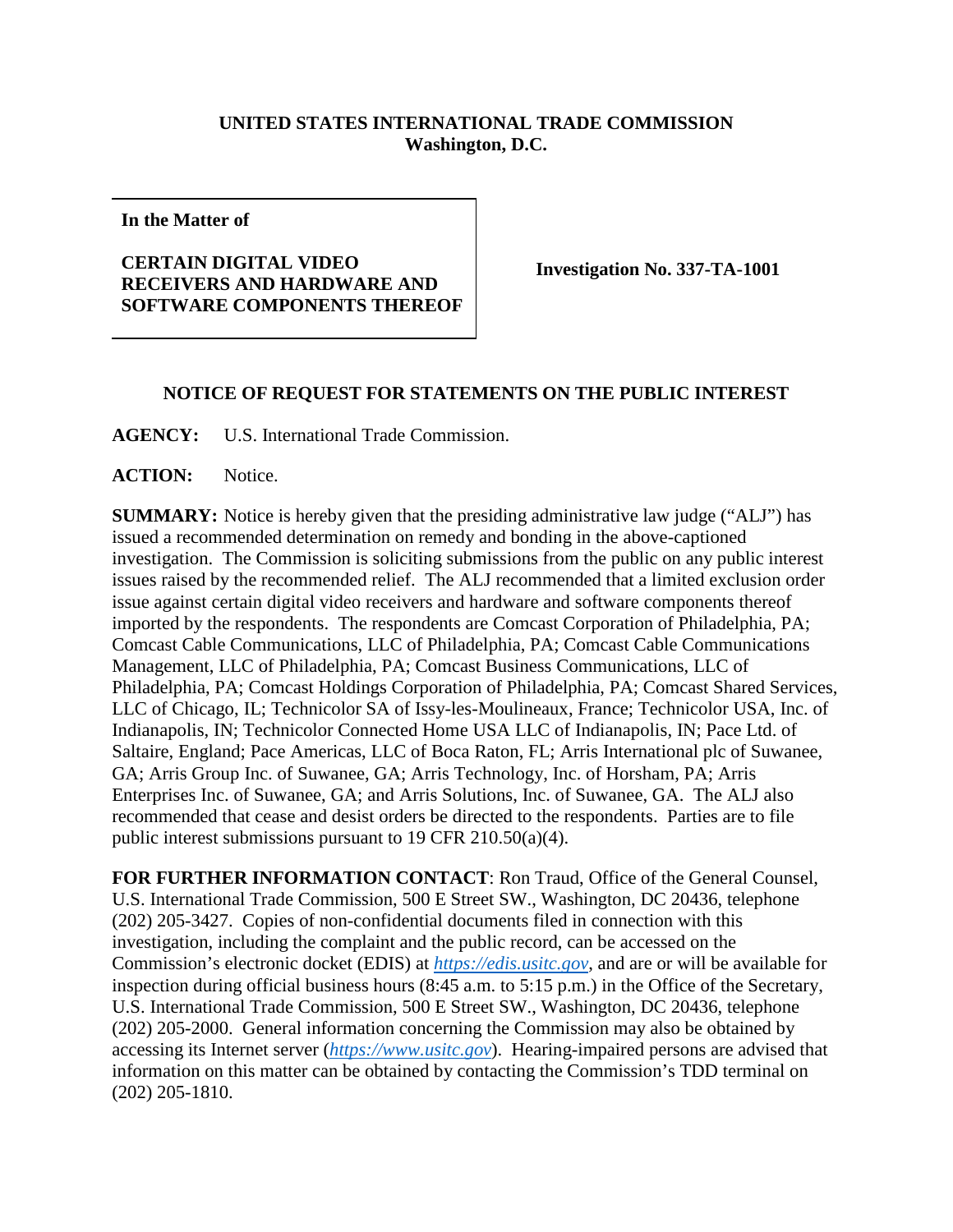**UNITED STATES INTERNATIONAL TRADE COMMISSION**
**Washington, D.C.**

**In the Matter of**

**CERTAIN DIGITAL VIDEO RECEIVERS AND HARDWARE AND SOFTWARE COMPONENTS THEREOF**

**Investigation No. 337-TA-1001**

## NOTICE OF REQUEST FOR STATEMENTS ON THE PUBLIC INTEREST

**AGENCY:** U.S. International Trade Commission.

**ACTION:** Notice.

**SUMMARY:** Notice is hereby given that the presiding administrative law judge ("ALJ") has issued a recommended determination on remedy and bonding in the above-captioned investigation. The Commission is soliciting submissions from the public on any public interest issues raised by the recommended relief. The ALJ recommended that a limited exclusion order issue against certain digital video receivers and hardware and software components thereof imported by the respondents. The respondents are Comcast Corporation of Philadelphia, PA; Comcast Cable Communications, LLC of Philadelphia, PA; Comcast Cable Communications Management, LLC of Philadelphia, PA; Comcast Business Communications, LLC of Philadelphia, PA; Comcast Holdings Corporation of Philadelphia, PA; Comcast Shared Services, LLC of Chicago, IL; Technicolor SA of Issy-les-Moulineaux, France; Technicolor USA, Inc. of Indianapolis, IN; Technicolor Connected Home USA LLC of Indianapolis, IN; Pace Ltd. of Saltaire, England; Pace Americas, LLC of Boca Raton, FL; Arris International plc of Suwanee, GA; Arris Group Inc. of Suwanee, GA; Arris Technology, Inc. of Horsham, PA; Arris Enterprises Inc. of Suwanee, GA; and Arris Solutions, Inc. of Suwanee, GA. The ALJ also recommended that cease and desist orders be directed to the respondents. Parties are to file public interest submissions pursuant to 19 CFR 210.50(a)(4).

**FOR FURTHER INFORMATION CONTACT**: Ron Traud, Office of the General Counsel, U.S. International Trade Commission, 500 E Street SW., Washington, DC 20436, telephone (202) 205-3427. Copies of non-confidential documents filed in connection with this investigation, including the complaint and the public record, can be accessed on the Commission's electronic docket (EDIS) at *https://edis.usitc.gov*, and are or will be available for inspection during official business hours (8:45 a.m. to 5:15 p.m.) in the Office of the Secretary, U.S. International Trade Commission, 500 E Street SW., Washington, DC 20436, telephone (202) 205-2000. General information concerning the Commission may also be obtained by accessing its Internet server (*https://www.usitc.gov*). Hearing-impaired persons are advised that information on this matter can be obtained by contacting the Commission's TDD terminal on (202) 205-1810.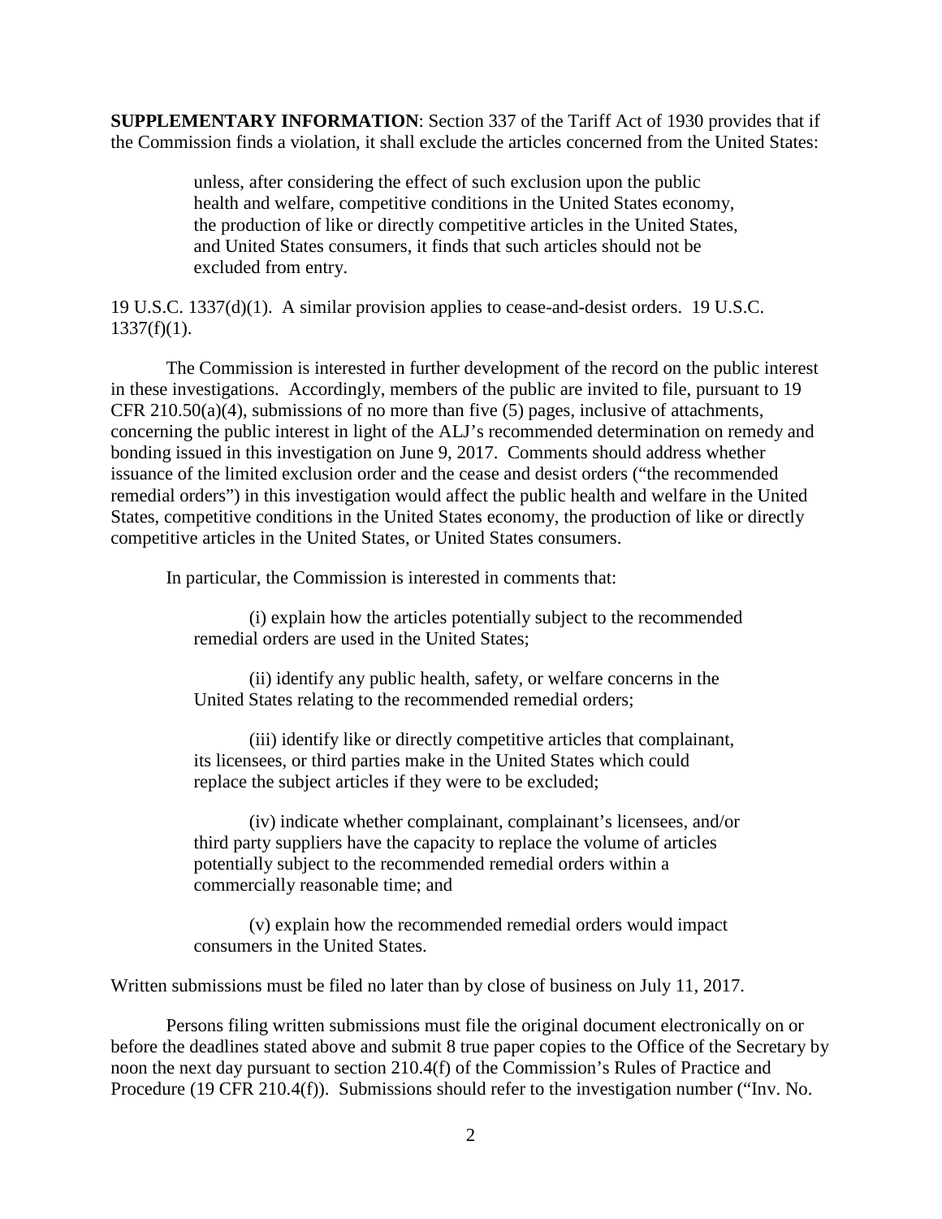**SUPPLEMENTARY INFORMATION**: Section 337 of the Tariff Act of 1930 provides that if the Commission finds a violation, it shall exclude the articles concerned from the United States:

> unless, after considering the effect of such exclusion upon the public health and welfare, competitive conditions in the United States economy, the production of like or directly competitive articles in the United States, and United States consumers, it finds that such articles should not be excluded from entry.

19 U.S.C. 1337(d)(1). A similar provision applies to cease-and-desist orders. 19 U.S.C. 1337(f)(1).

The Commission is interested in further development of the record on the public interest in these investigations. Accordingly, members of the public are invited to file, pursuant to 19 CFR 210.50(a)(4), submissions of no more than five (5) pages, inclusive of attachments, concerning the public interest in light of the ALJ's recommended determination on remedy and bonding issued in this investigation on June 9, 2017. Comments should address whether issuance of the limited exclusion order and the cease and desist orders ("the recommended remedial orders") in this investigation would affect the public health and welfare in the United States, competitive conditions in the United States economy, the production of like or directly competitive articles in the United States, or United States consumers.

In particular, the Commission is interested in comments that:

> (i) explain how the articles potentially subject to the recommended remedial orders are used in the United States;
>
> (ii) identify any public health, safety, or welfare concerns in the United States relating to the recommended remedial orders;
>
> (iii) identify like or directly competitive articles that complainant, its licensees, or third parties make in the United States which could replace the subject articles if they were to be excluded;
>
> (iv) indicate whether complainant, complainant's licensees, and/or third party suppliers have the capacity to replace the volume of articles potentially subject to the recommended remedial orders within a commercially reasonable time; and
>
> (v) explain how the recommended remedial orders would impact consumers in the United States.

Written submissions must be filed no later than by close of business on July 11, 2017.

Persons filing written submissions must file the original document electronically on or before the deadlines stated above and submit 8 true paper copies to the Office of the Secretary by noon the next day pursuant to section 210.4(f) of the Commission's Rules of Practice and Procedure (19 CFR 210.4(f)). Submissions should refer to the investigation number ("Inv. No.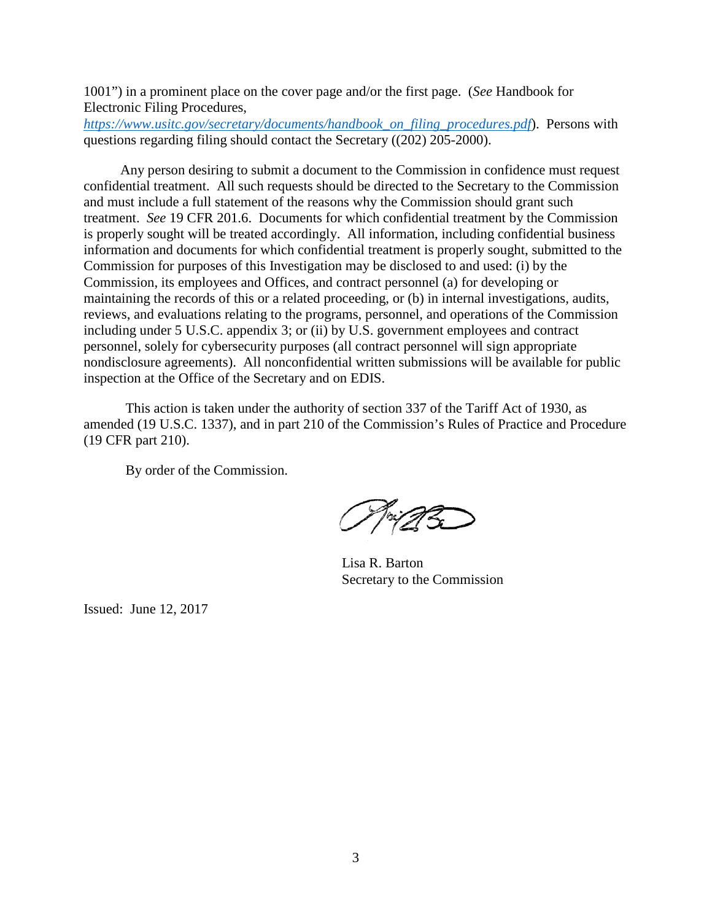1001") in a prominent place on the cover page and/or the first page. (*See* Handbook for Electronic Filing Procedures, *https://www.usitc.gov/secretary/documents/handbook_on_filing_procedures.pdf*). Persons with questions regarding filing should contact the Secretary ((202) 205-2000).

Any person desiring to submit a document to the Commission in confidence must request confidential treatment. All such requests should be directed to the Secretary to the Commission and must include a full statement of the reasons why the Commission should grant such treatment. *See* 19 CFR 201.6. Documents for which confidential treatment by the Commission is properly sought will be treated accordingly. All information, including confidential business information and documents for which confidential treatment is properly sought, submitted to the Commission for purposes of this Investigation may be disclosed to and used: (i) by the Commission, its employees and Offices, and contract personnel (a) for developing or maintaining the records of this or a related proceeding, or (b) in internal investigations, audits, reviews, and evaluations relating to the programs, personnel, and operations of the Commission including under 5 U.S.C. appendix 3; or (ii) by U.S. government employees and contract personnel, solely for cybersecurity purposes (all contract personnel will sign appropriate nondisclosure agreements). All nonconfidential written submissions will be available for public inspection at the Office of the Secretary and on EDIS.

This action is taken under the authority of section 337 of the Tariff Act of 1930, as amended (19 U.S.C. 1337), and in part 210 of the Commission's Rules of Practice and Procedure (19 CFR part 210).

By order of the Commission.

Lisa R. Barton
Secretary to the Commission

Issued: June 12, 2017